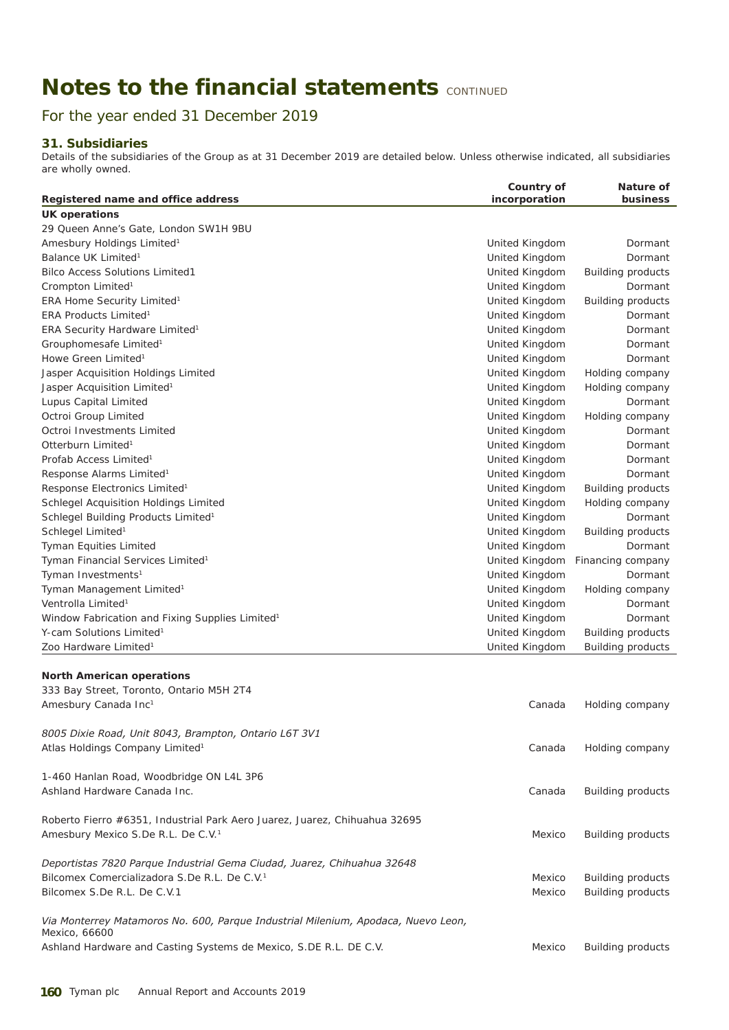# Notes to the financial statements CONTINUED

## For the year ended 31 December 2019

### 31. Subsidiaries

Details of the subsidiaries of the Group as at 31 December 2019 are detailed below. Unless otherwise indicated, all subsidiaries are wholly owned.

| Registered name and office address | Country of incorporation | Nature of business |
|---|---|---|
| **UK operations** | | |
| 29 Queen Anne's Gate, London SW1H 9BU | | |
| Amesbury Holdings Limited[1] | United Kingdom | Dormant |
| Balance UK Limited[1] | United Kingdom | Dormant |
| Bilco Access Solutions Limited1 | United Kingdom | Building products |
| Crompton Limited[1] | United Kingdom | Dormant |
| ERA Home Security Limited[1] | United Kingdom | Building products |
| ERA Products Limited[1] | United Kingdom | Dormant |
| ERA Security Hardware Limited[1] | United Kingdom | Dormant |
| Grouphomesafe Limited[1] | United Kingdom | Dormant |
| Howe Green Limited[1] | United Kingdom | Dormant |
| Jasper Acquisition Holdings Limited | United Kingdom | Holding company |
| Jasper Acquisition Limited[1] | United Kingdom | Holding company |
| Lupus Capital Limited | United Kingdom | Dormant |
| Octroi Group Limited | United Kingdom | Holding company |
| Octroi Investments Limited | United Kingdom | Dormant |
| Otterburn Limited[1] | United Kingdom | Dormant |
| Profab Access Limited[1] | United Kingdom | Dormant |
| Response Alarms Limited[1] | United Kingdom | Dormant |
| Response Electronics Limited[1] | United Kingdom | Building products |
| Schlegel Acquisition Holdings Limited | United Kingdom | Holding company |
| Schlegel Building Products Limited[1] | United Kingdom | Dormant |
| Schlegel Limited[1] | United Kingdom | Building products |
| Tyman Equities Limited | United Kingdom | Dormant |
| Tyman Financial Services Limited[1] | United Kingdom | Financing company |
| Tyman Investments[1] | United Kingdom | Dormant |
| Tyman Management Limited[1] | United Kingdom | Holding company |
| Ventrolla Limited[1] | United Kingdom | Dormant |
| Window Fabrication and Fixing Supplies Limited[1] | United Kingdom | Dormant |
| Y-cam Solutions Limited[1] | United Kingdom | Building products |
| Zoo Hardware Limited[1] | United Kingdom | Building products |
| **North American operations** | | |
| 333 Bay Street, Toronto, Ontario M5H 2T4 | | |
| Amesbury Canada Inc[1] | Canada | Holding company |
| *8005 Dixie Road, Unit 8043, Brampton, Ontario L6T 3V1* | | |
| Atlas Holdings Company Limited[1] | Canada | Holding company |
| 1-460 Hanlan Road, Woodbridge ON L4L 3P6 | | |
| Ashland Hardware Canada Inc. | Canada | Building products |
| Roberto Fierro #6351, Industrial Park Aero Juarez, Juarez, Chihuahua 32695 | | |
| Amesbury Mexico S.De R.L. De C.V.[1] | Mexico | Building products |
| *Deportistas 7820 Parque Industrial Gema Ciudad, Juarez, Chihuahua 32648* | | |
| Bilcomex Comercializadora S.De R.L. De C.V.[1] | Mexico | Building products |
| Bilcomex S.De R.L. De C.V.1 | Mexico | Building products |
| *Via Monterrey Matamoros No. 600, Parque Industrial Milenium, Apodaca, Nuevo Leon,* Mexico, 66600 | | |
| Ashland Hardware and Casting Systems de Mexico, S.DE R.L. DE C.V. | Mexico | Building products |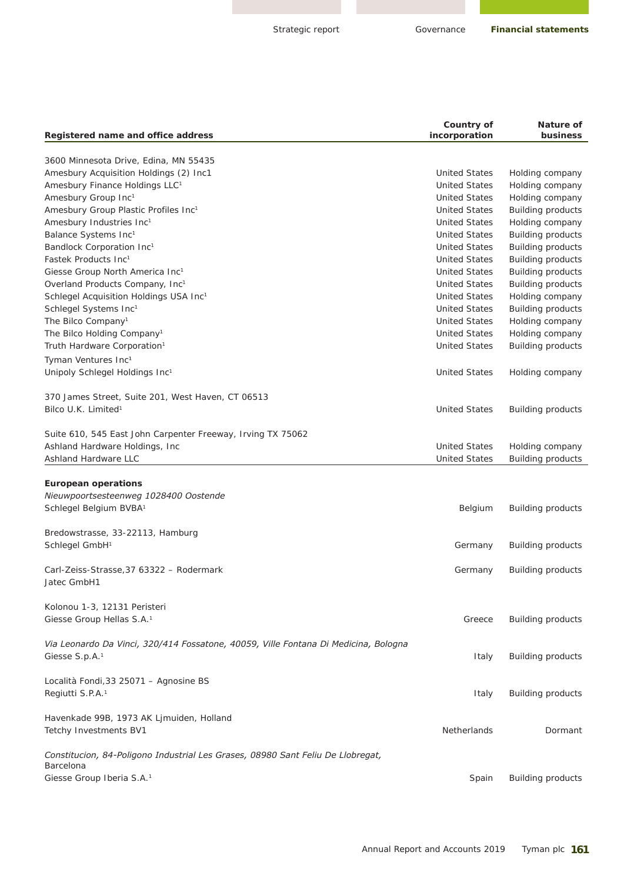| Registered name and office address | Country of incorporation | Nature of business |
|---|---|---|
| 3600 Minnesota Drive, Edina, MN 55435 | | |
| Amesbury Acquisition Holdings (2) Inc1 | United States | Holding company |
| Amesbury Finance Holdings LLC[1] | United States | Holding company |
| Amesbury Group Inc[1] | United States | Holding company |
| Amesbury Group Plastic Profiles Inc[1] | United States | Building products |
| Amesbury Industries Inc[1] | United States | Holding company |
| Balance Systems Inc[1] | United States | Building products |
| Bandlock Corporation Inc[1] | United States | Building products |
| Fastek Products Inc[1] | United States | Building products |
| Giesse Group North America Inc[1] | United States | Building products |
| Overland Products Company, Inc[1] | United States | Building products |
| Schlegel Acquisition Holdings USA Inc[1] | United States | Holding company |
| Schlegel Systems Inc[1] | United States | Building products |
| The Bilco Company[1] | United States | Holding company |
| The Bilco Holding Company[1] | United States | Holding company |
| Truth Hardware Corporation[1] | United States | Building products |
| Tyman Ventures Inc[1] | | |
| Unipoly Schlegel Holdings Inc[1] | United States | Holding company |
| 370 James Street, Suite 201, West Haven, CT 06513 | | |
| Bilco U.K. Limited[1] | United States | Building products |
| Suite 610, 545 East John Carpenter Freeway, Irving TX 75062 | | |
| Ashland Hardware Holdings, Inc | United States | Holding company |
| Ashland Hardware LLC | United States | Building products |
| **European operations** | | |
| *Nieuwpoortsesteenweg 1028400 Oostende* | | |
| Schlegel Belgium BVBA[1] | Belgium | Building products |
| Bredowstrasse, 33-22113, Hamburg | | |
| Schlegel GmbH[1] | Germany | Building products |
| Carl-Zeiss-Strasse,37 63322 – Rodermark | Germany | Building products |
| Jatec GmbH1 | | |
| Kolonou 1-3, 12131 Peristeri | | |
| Giesse Group Hellas S.A.[1] | Greece | Building products |
| *Via Leonardo Da Vinci, 320/414 Fossatone, 40059, Ville Fontana Di Medicina, Bologna* | | |
| Giesse S.p.A.[1] | Italy | Building products |
| Località Fondi,33 25071 – Agnosine BS | | |
| Regiutti S.P.A.[1] | Italy | Building products |
| Havenkade 99B, 1973 AK Ljmuiden, Holland | | |
| Tetchy Investments BV1 | Netherlands | Dormant |
| *Constitucion, 84-Poligono Industrial Les Grases, 08980 Sant Feliu De Llobregat, Barcelona* | | |
| Giesse Group Iberia S.A.[1] | Spain | Building products |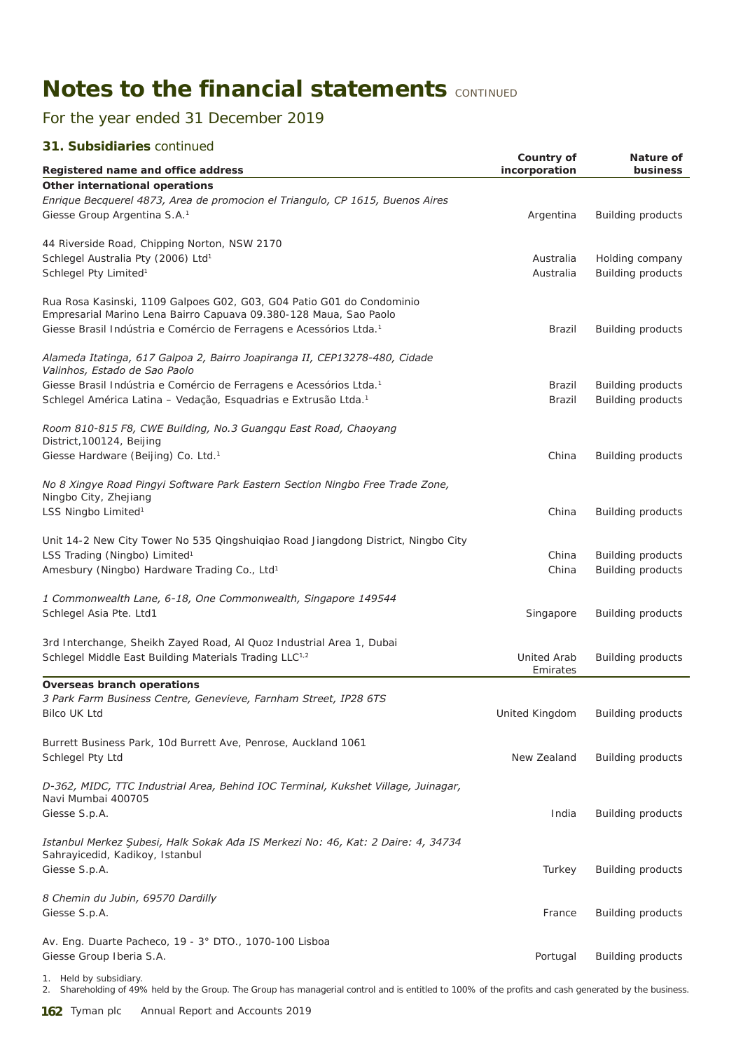# Notes to the financial statements CONTINUED

For the year ended 31 December 2019

### 31. Subsidiaries continued

| Registered name and office address | Country of incorporation | Nature of business |
|---|---|---|
| **Other international operations** | | |
| *Enrique Becquerel 4873, Area de promocion el Triangulo, CP 1615, Buenos Aires* | | |
| Giesse Group Argentina S.A.[1] | Argentina | Building products |
| 44 Riverside Road, Chipping Norton, NSW 2170 | | |
| Schlegel Australia Pty (2006) Ltd[1] | Australia | Holding company |
| Schlegel Pty Limited[1] | Australia | Building products |
| Rua Rosa Kasinski, 1109 Galpoes G02, G03, G04 Patio G01 do Condominio Empresarial Marino Lena Bairro Capuava 09.380-128 Maua, Sao Paulo | | |
| Giesse Brasil Indústria e Comércio de Ferragens e Acessórios Ltda.[1] | Brazil | Building products |
| *Alameda Itatinga, 617 Galpoa 2, Bairro Joapiranga II, CEP13278-480, Cidade Valinhos, Estado de Sao Paolo* | | |
| Giesse Brasil Indústria e Comércio de Ferragens e Acessórios Ltda.[1] | Brazil | Building products |
| Schlegel América Latina – Vedação, Esquadrias e Extrusão Ltda.[1] | Brazil | Building products |
| *Room 810-815 F8, CWE Building, No.3 Guangqu East Road, Chaoyang District,100124, Beijing* | | |
| Giesse Hardware (Beijing) Co. Ltd.[1] | China | Building products |
| *No 8 Xingye Road Pingyi Software Park Eastern Section Ningbo Free Trade Zone, Ningbo City, Zhejiang* | | |
| LSS Ningbo Limited[1] | China | Building products |
| Unit 14-2 New City Tower No 535 Qingshuiqiao Road Jiangdong District, Ningbo City | | |
| LSS Trading (Ningbo) Limited[1] | China | Building products |
| Amesbury (Ningbo) Hardware Trading Co., Ltd[1] | China | Building products |
| *1 Commonwealth Lane, 6-18, One Commonwealth, Singapore 149544* | | |
| Schlegel Asia Pte. Ltd1 | Singapore | Building products |
| 3rd Interchange, Sheikh Zayed Road, Al Quoz Industrial Area 1, Dubai | | |
| Schlegel Middle East Building Materials Trading LLC[1,2] | United Arab Emirates | Building products |
| **Overseas branch operations** | | |
| *3 Park Farm Business Centre, Genevieve, Farnham Street, IP28 6TS* | | |
| Bilco UK Ltd | United Kingdom | Building products |
| Burrett Business Park, 10d Burrett Ave, Penrose, Auckland 1061 | | |
| Schlegel Pty Ltd | New Zealand | Building products |
| *D-362, MIDC, TTC Industrial Area, Behind IOC Terminal, Kukshet Village, Juinagar, Navi Mumbai 400705* | | |
| Giesse S.p.A. | India | Building products |
| *Istanbul Merkez Şubesi, Halk Sokak Ada IS Merkezi No: 46, Kat: 2 Daire: 4, 34734 Sahrayicedid, Kadikoy, Istanbul* | | |
| Giesse S.p.A. | Turkey | Building products |
| *8 Chemin du Jubin, 69570 Dardilly* | | |
| Giesse S.p.A. | France | Building products |
| Av. Eng. Duarte Pacheco, 19 - 3° DTO., 1070-100 Lisboa | | |
| Giesse Group Iberia S.A. | Portugal | Building products |

1. Held by subsidiary.
2. Shareholding of 49% held by the Group. The Group has managerial control and is entitled to 100% of the profits and cash generated by the business.